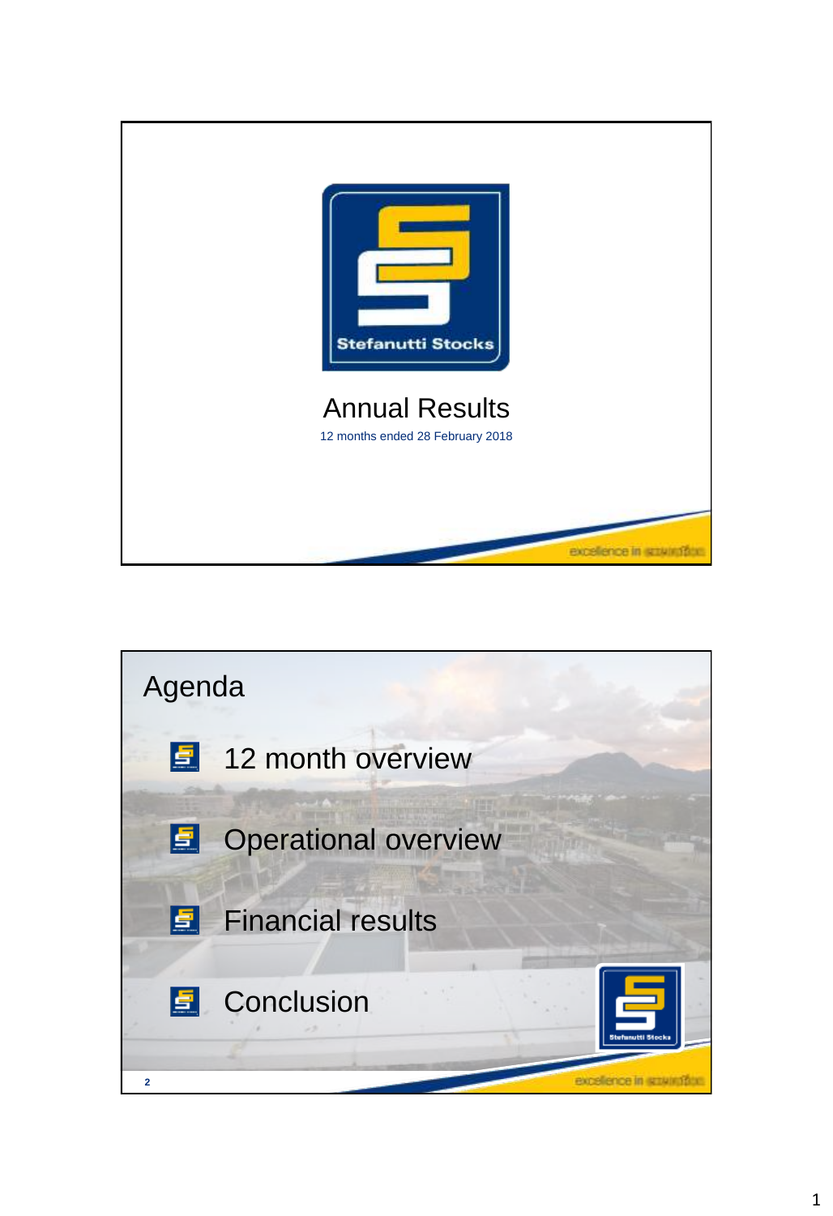Stefanutti Stocks

# Annual Results

12 months ended 28 February 2018

excellence in construction

## Agenda

- 12 month overview
- Operational overview
- Financial results
- Conclusion

Stefanutti Stocks

excellence in construction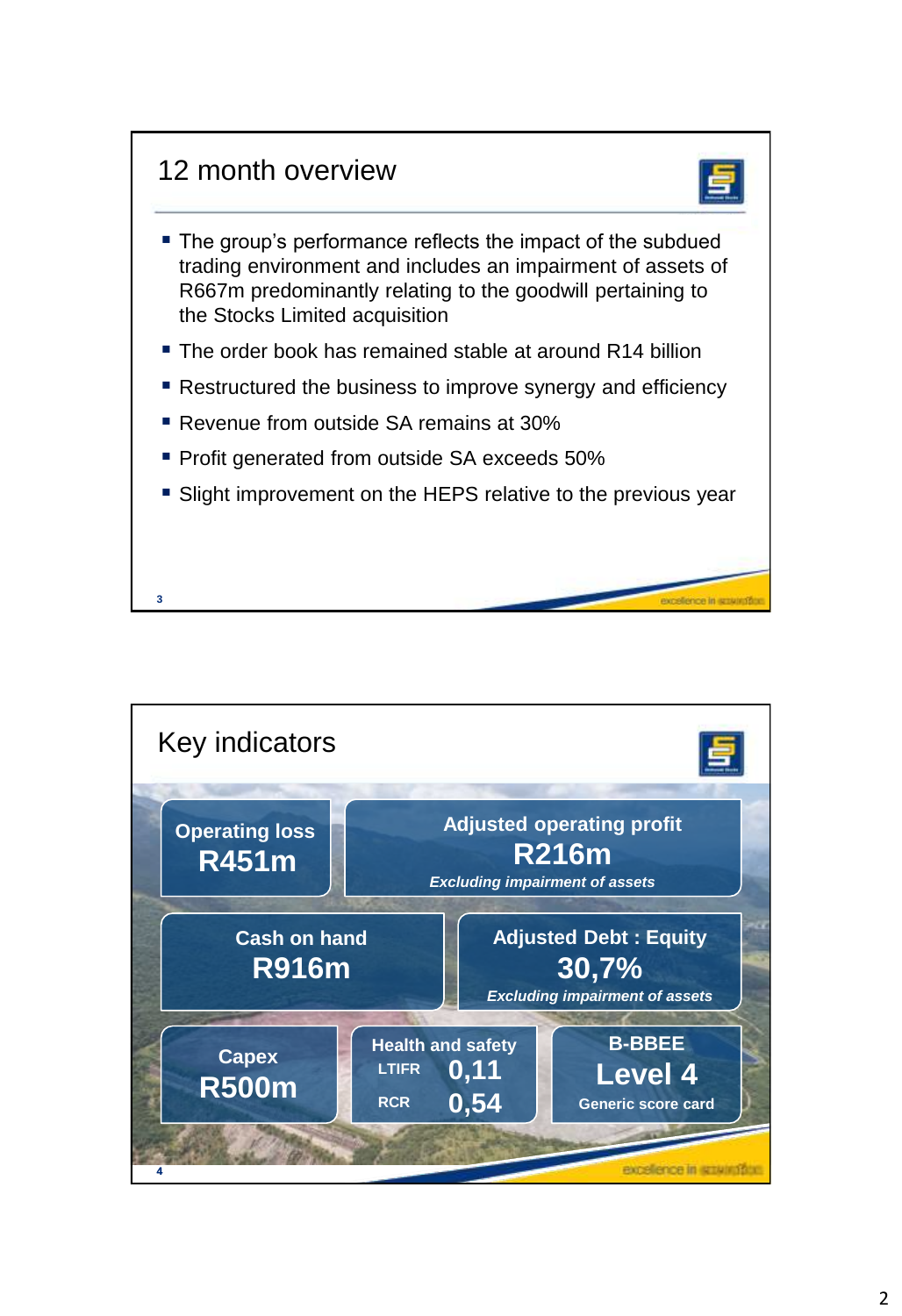## 12 month overview

- The group's performance reflects the impact of the subdued trading environment and includes an impairment of assets of R667m predominantly relating to the goodwill pertaining to the Stocks Limited acquisition
- The order book has remained stable at around R14 billion
- Restructured the business to improve synergy and efficiency
- Revenue from outside SA remains at 30%
- Profit generated from outside SA exceeds 50%
- Slight improvement on the HEPS relative to the previous year

## Key indicators

**Operating loss**
**R451m**

**Adjusted operating profit**
**R216m**
*Excluding impairment of assets*

**Cash on hand**
**R916m**

**Adjusted Debt : Equity**
**30,7%**
*Excluding impairment of assets*

**Capex**
**R500m**

**Health and safety**
LTIFR **0,11**
RCR **0,54**

**B-BBEE**
**Level 4**
Generic score card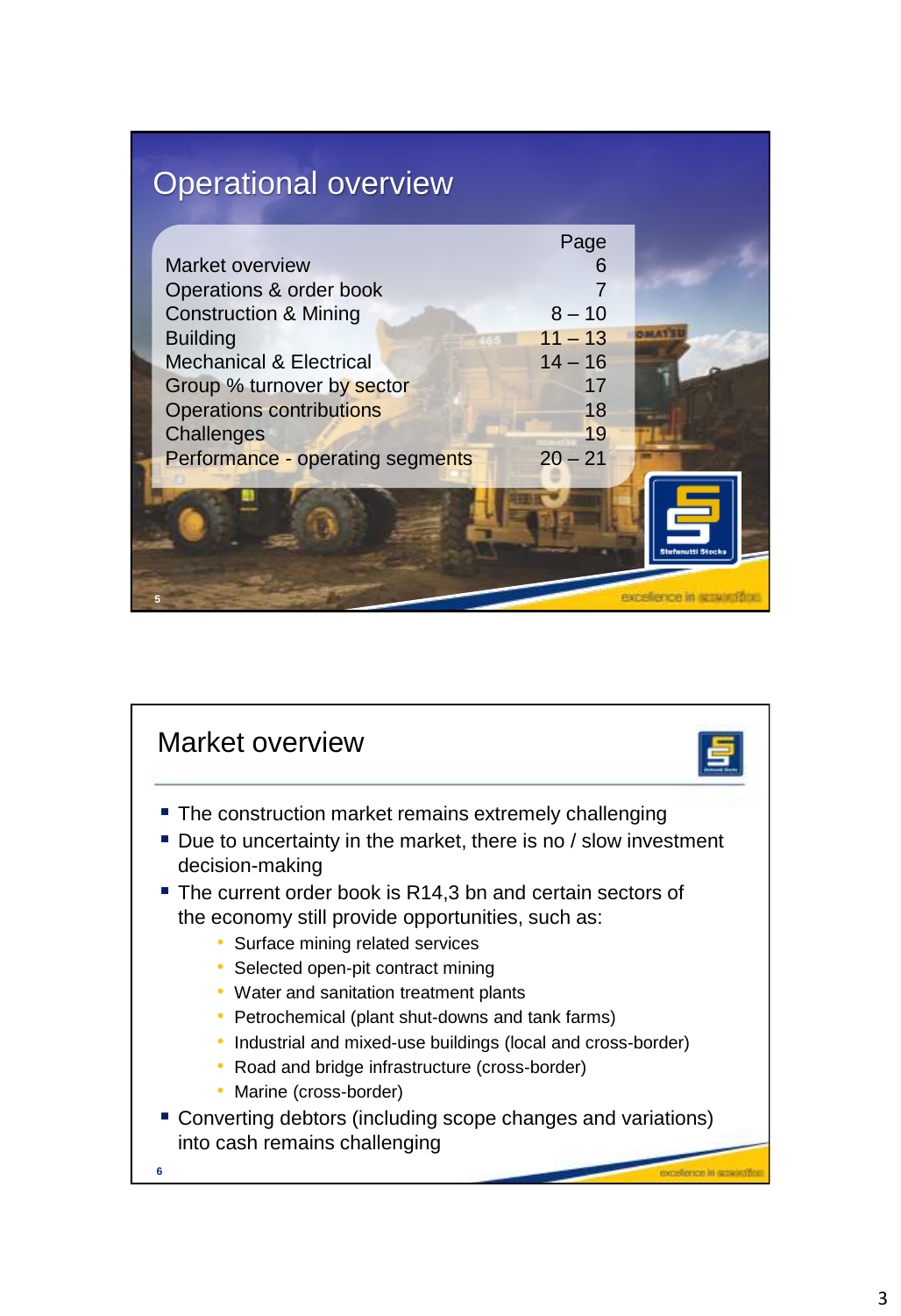# Operational overview

| | Page |
|---|---|
| Market overview | 6 |
| Operations & order book | 7 |
| Construction & Mining | 8 – 10 |
| Building | 11 – 13 |
| Mechanical & Electrical | 14 – 16 |
| Group % turnover by sector | 17 |
| Operations contributions | 18 |
| Challenges | 19 |
| Performance - operating segments | 20 – 21 |

# Market overview

- The construction market remains extremely challenging
- Due to uncertainty in the market, there is no / slow investment decision-making
- The current order book is R14,3 bn and certain sectors of the economy still provide opportunities, such as:
  - Surface mining related services
  - Selected open-pit contract mining
  - Water and sanitation treatment plants
  - Petrochemical (plant shut-downs and tank farms)
  - Industrial and mixed-use buildings (local and cross-border)
  - Road and bridge infrastructure (cross-border)
  - Marine (cross-border)
- Converting debtors (including scope changes and variations) into cash remains challenging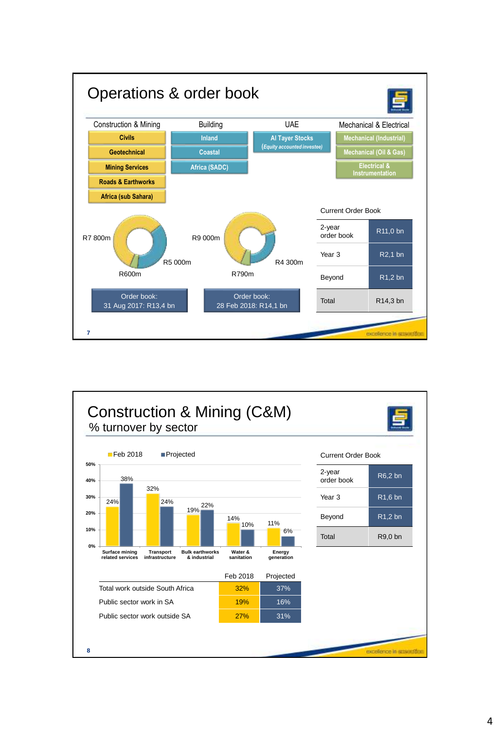# Operations & order book

| Construction & Mining | Building | UAE | Mechanical & Electrical |
|---|---|---|---|
| Civils | Inland | Al Tayer Stocks (*Equity accounted investee*) | Mechanical (Industrial) |
| Geotechnical | Coastal | | Mechanical (Oil & Gas) |
| Mining Services | Africa (SADC) | | Electrical & Instrumentation |
| Roads & Earthworks | | | |
| Africa (sub Sahara) | | | |

R7 800m, R5 000m, R600m

Order book: 31 Aug 2017: R13,4 bn

R9 000m, R4 300m, R790m

Order book: 28 Feb 2018: R14,1 bn

Current Order Book

| | |
|---|---|
| 2-year order book | R11,0 bn |
| Year 3 | R2,1 bn |
| Beyond | R1,2 bn |
| Total | R14,3 bn |

excellence in execution

# Construction & Mining (C&M)

## % turnover by sector

| Sector | Feb 2018 | Projected |
|---|---|---|
| Surface mining related services | 24% | 38% |
| Transport infrastructure | 32% | 24% |
| Bulk earthworks & industrial | 19% | 22% |
| Water & sanitation | 14% | 10% |
| Energy generation | 11% | 6% |

| | Feb 2018 | Projected |
|---|---|---|
| Total work outside South Africa | 32% | 37% |
| Public sector work in SA | 19% | 16% |
| Public sector work outside SA | 27% | 31% |

Current Order Book

| | |
|---|---|
| 2-year order book | R6,2 bn |
| Year 3 | R1,6 bn |
| Beyond | R1,2 bn |
| Total | R9,0 bn |

excellence in execution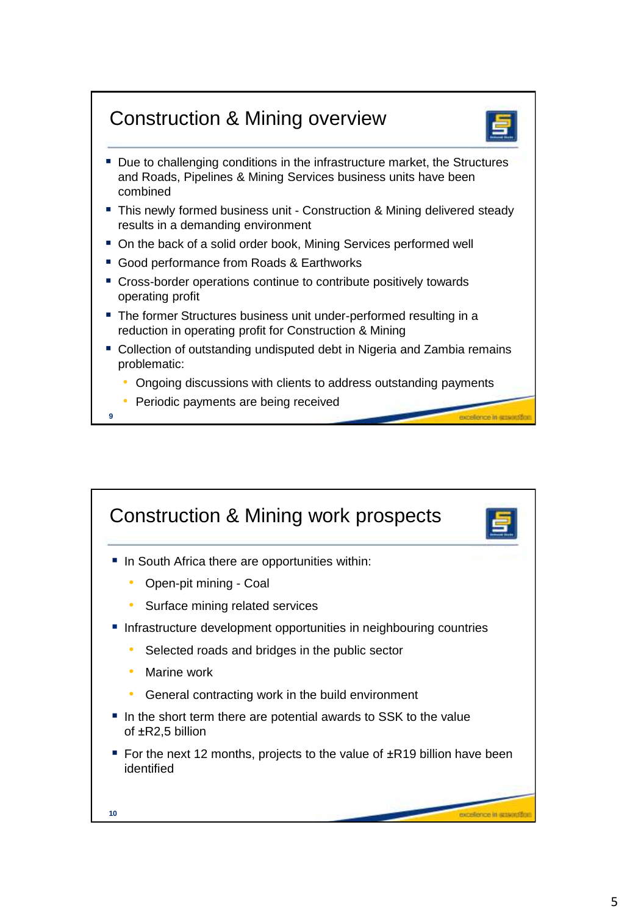## Construction & Mining overview

- Due to challenging conditions in the infrastructure market, the Structures and Roads, Pipelines & Mining Services business units have been combined
- This newly formed business unit - Construction & Mining delivered steady results in a demanding environment
- On the back of a solid order book, Mining Services performed well
- Good performance from Roads & Earthworks
- Cross-border operations continue to contribute positively towards operating profit
- The former Structures business unit under-performed resulting in a reduction in operating profit for Construction & Mining
- Collection of outstanding undisputed debt in Nigeria and Zambia remains problematic:
  - Ongoing discussions with clients to address outstanding payments
  - Periodic payments are being received

## Construction & Mining work prospects

- In South Africa there are opportunities within:
  - Open-pit mining - Coal
  - Surface mining related services
- Infrastructure development opportunities in neighbouring countries
  - Selected roads and bridges in the public sector
  - Marine work
  - General contracting work in the build environment
- In the short term there are potential awards to SSK to the value of ±R2,5 billion
- For the next 12 months, projects to the value of ±R19 billion have been identified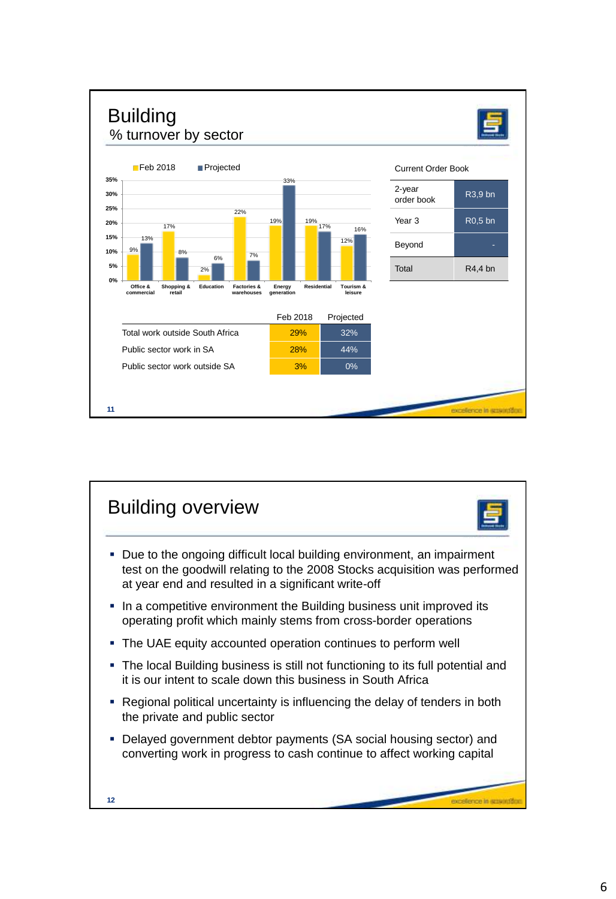# Building

## % turnover by sector

| Sector | Feb 2018 | Projected |
|---|---|---|
| Office & commercial | 9% | 13% |
| Shopping & retail | 17% | 8% |
| Education | 2% | 6% |
| Factories & warehouses | 22% | 7% |
| Energy generation | 19% | 33% |
| Residential | 19% | 17% |
| Tourism & leisure | 12% | 16% |

| Current Order Book | |
|---|---|
| 2-year order book | R3,9 bn |
| Year 3 | R0,5 bn |
| Beyond | - |
| Total | R4,4 bn |

| | Feb 2018 | Projected |
|---|---|---|
| Total work outside South Africa | 29% | 32% |
| Public sector work in SA | 28% | 44% |
| Public sector work outside SA | 3% | 0% |

# Building overview

- Due to the ongoing difficult local building environment, an impairment test on the goodwill relating to the 2008 Stocks acquisition was performed at year end and resulted in a significant write-off
- In a competitive environment the Building business unit improved its operating profit which mainly stems from cross-border operations
- The UAE equity accounted operation continues to perform well
- The local Building business is still not functioning to its full potential and it is our intent to scale down this business in South Africa
- Regional political uncertainty is influencing the delay of tenders in both the private and public sector
- Delayed government debtor payments (SA social housing sector) and converting work in progress to cash continue to affect working capital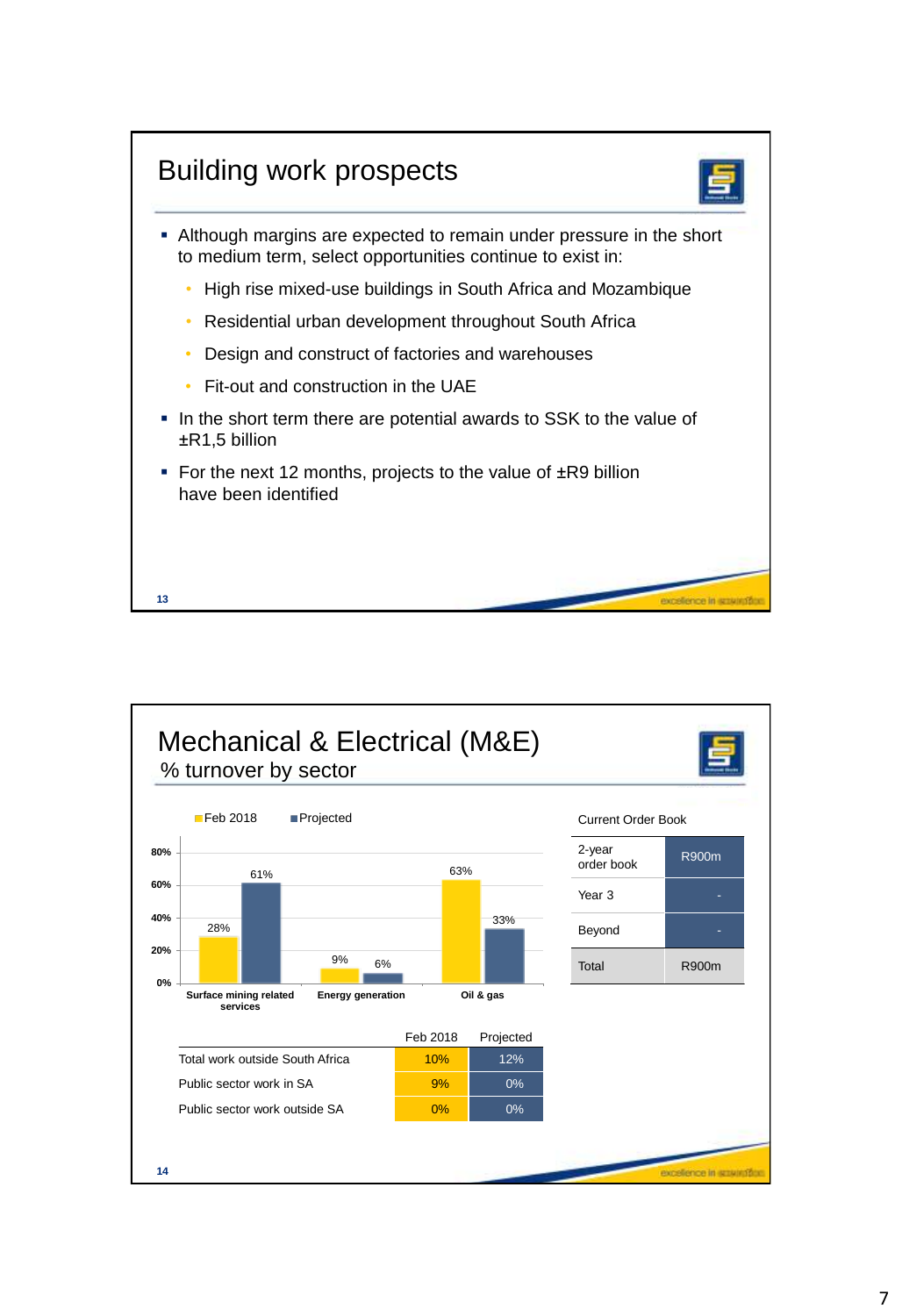# Building work prospects

- Although margins are expected to remain under pressure in the short to medium term, select opportunities continue to exist in:
  - High rise mixed-use buildings in South Africa and Mozambique
  - Residential urban development throughout South Africa
  - Design and construct of factories and warehouses
  - Fit-out and construction in the UAE
- In the short term there are potential awards to SSK to the value of ±R1,5 billion
- For the next 12 months, projects to the value of ±R9 billion have been identified

excellence in execution

# Mechanical & Electrical (M&E)

## % turnover by sector

| Sector | Feb 2018 | Projected |
|---|---|---|
| Surface mining related services | 28% | 61% |
| Energy generation | 9% | 6% |
| Oil & gas | 63% | 33% |

| | Feb 2018 | Projected |
|---|---|---|
| Total work outside South Africa | 10% | 12% |
| Public sector work in SA | 9% | 0% |
| Public sector work outside SA | 0% | 0% |

Current Order Book

| | |
|---|---|
| 2-year order book | R900m |
| Year 3 | - |
| Beyond | - |
| Total | R900m |

excellence in execution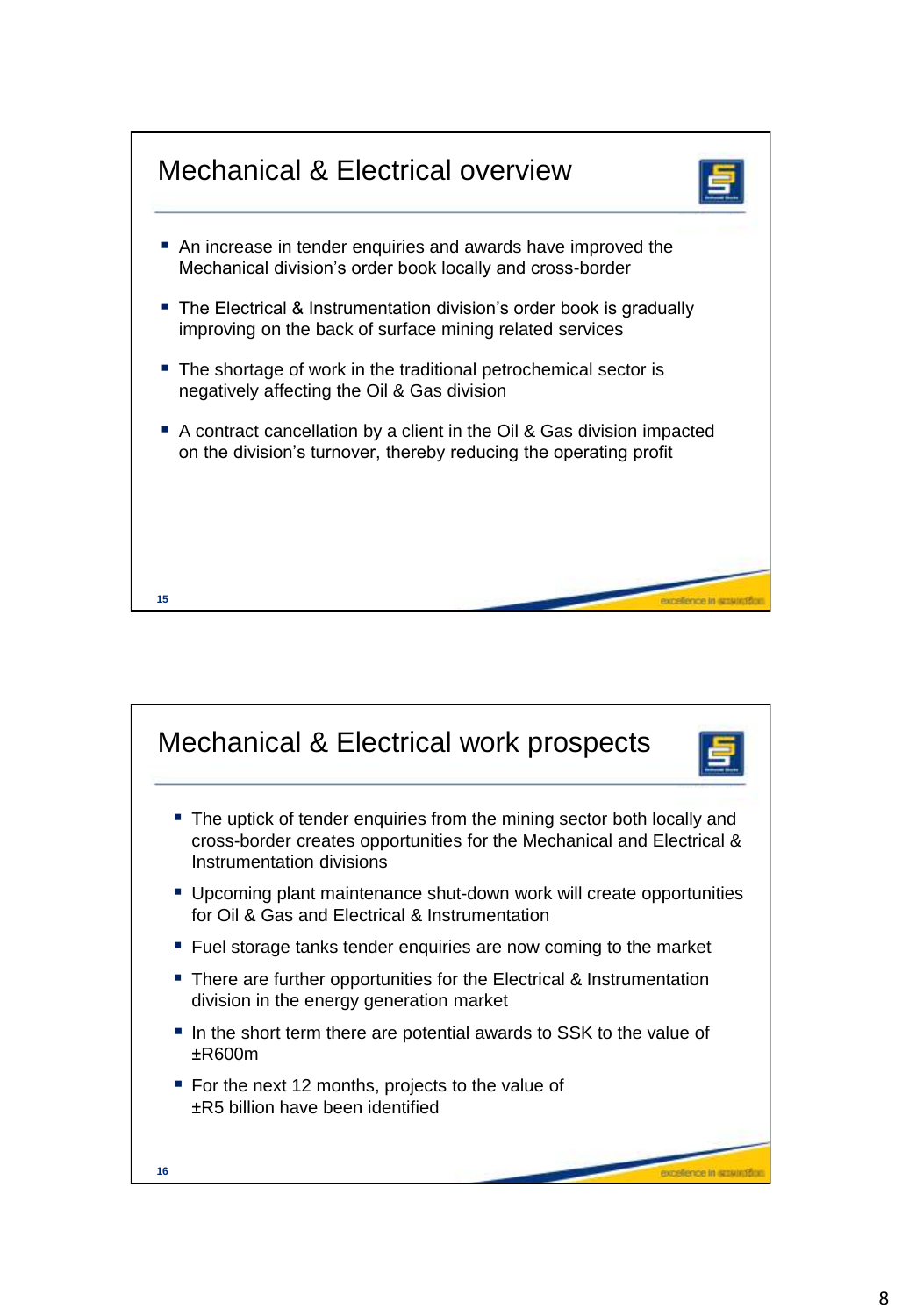## Mechanical & Electrical overview

- An increase in tender enquiries and awards have improved the Mechanical division's order book locally and cross-border
- The Electrical & Instrumentation division's order book is gradually improving on the back of surface mining related services
- The shortage of work in the traditional petrochemical sector is negatively affecting the Oil & Gas division
- A contract cancellation by a client in the Oil & Gas division impacted on the division's turnover, thereby reducing the operating profit

## Mechanical & Electrical work prospects

- The uptick of tender enquiries from the mining sector both locally and cross-border creates opportunities for the Mechanical and Electrical & Instrumentation divisions
- Upcoming plant maintenance shut-down work will create opportunities for Oil & Gas and Electrical & Instrumentation
- Fuel storage tanks tender enquiries are now coming to the market
- There are further opportunities for the Electrical & Instrumentation division in the energy generation market
- In the short term there are potential awards to SSK to the value of ±R600m
- For the next 12 months, projects to the value of ±R5 billion have been identified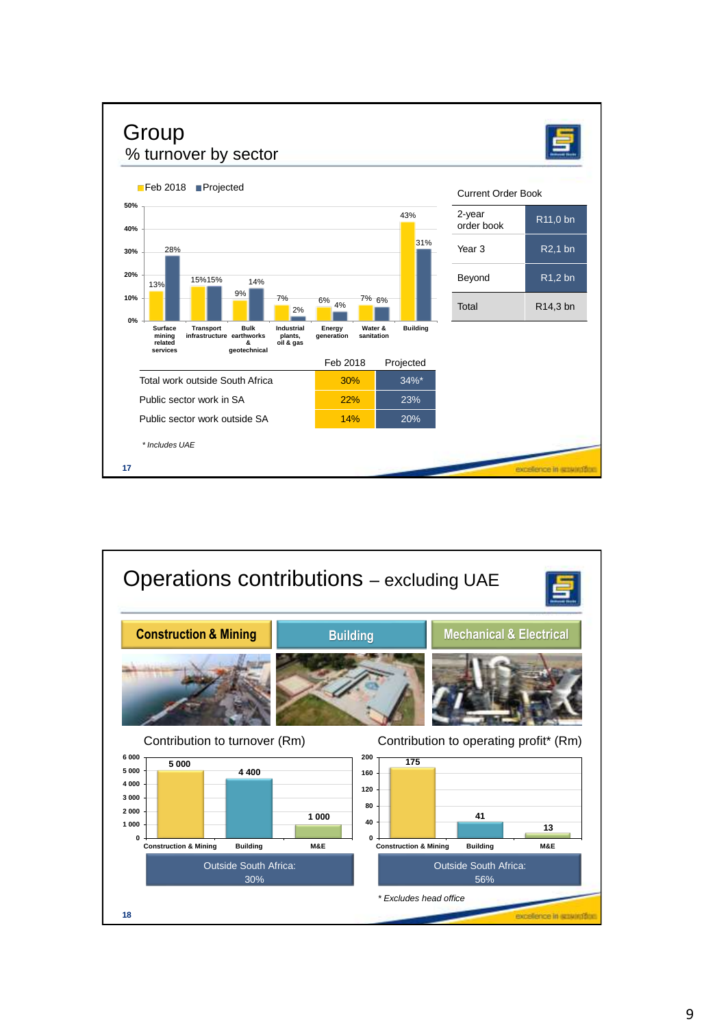# Group

## % turnover by sector

| Sector | Feb 2018 | Projected |
|---|---|---|
| Surface mining related services | 13% | 28% |
| Transport infrastructure | 15% | 15% |
| Bulk earthworks & geotechnical | 9% | 14% |
| Industrial plants, oil & gas | 7% | 2% |
| Energy generation | 6% | 4% |
| Water & sanitation | 7% | 6% |
| Building | 43% | 31% |

| Current Order Book | |
|---|---|
| 2-year order book | R11,0 bn |
| Year 3 | R2,1 bn |
| Beyond | R1,2 bn |
| Total | R14,3 bn |

| | Feb 2018 | Projected |
|---|---|---|
| Total work outside South Africa | 30% | 34%* |
| Public sector work in SA | 22% | 23% |
| Public sector work outside SA | 14% | 20% |

*\* Includes UAE*

# Operations contributions – excluding UAE

**Construction & Mining** | **Building** | **Mechanical & Electrical**

| | Contribution to turnover (Rm) | Contribution to operating profit* (Rm) |
|---|---|---|
| Construction & Mining | 5 000 | 175 |
| Building | 4 400 | 41 |
| M&E | 1 000 | 13 |
| Outside South Africa | 30% | 56% |

*\* Excludes head office*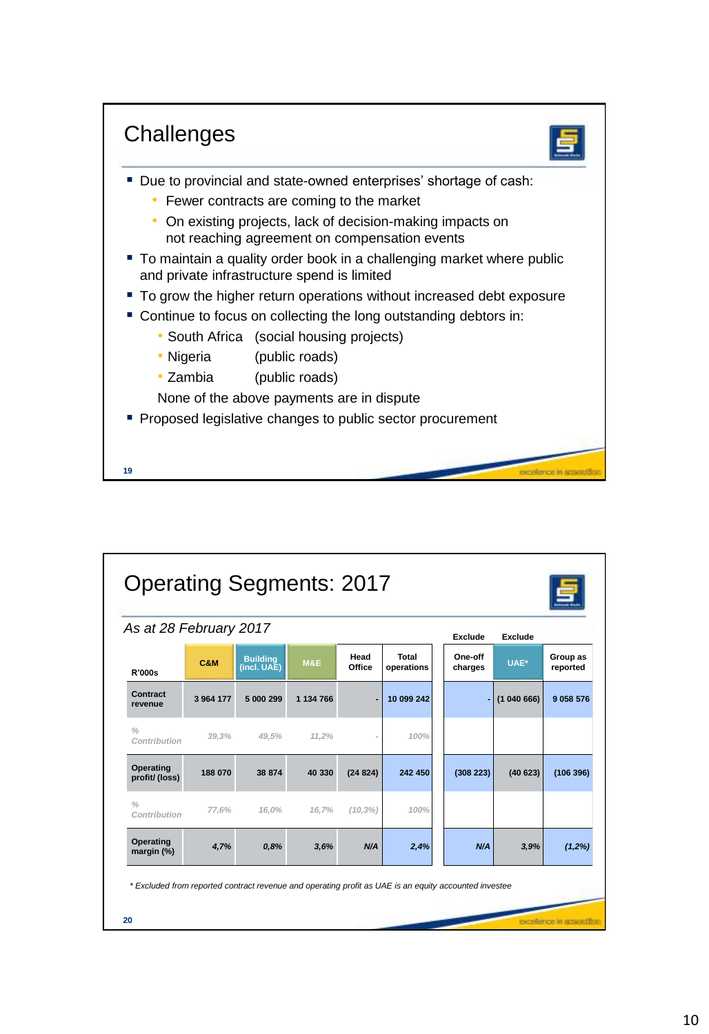# Challenges

- Due to provincial and state-owned enterprises' shortage of cash:
  - Fewer contracts are coming to the market
  - On existing projects, lack of decision-making impacts on not reaching agreement on compensation events
- To maintain a quality order book in a challenging market where public and private infrastructure spend is limited
- To grow the higher return operations without increased debt exposure
- Continue to focus on collecting the long outstanding debtors in:
  - South Africa (social housing projects)
  - Nigeria (public roads)
  - Zambia (public roads)

  None of the above payments are in dispute
- Proposed legislative changes to public sector procurement

excellence in construction

# Operating Segments: 2017

*As at 28 February 2017*

| R'000s | C&M | Building (incl. UAE) | M&E | Head Office | Total operations | Exclude One-off charges | Exclude UAE* | Group as reported |
|---|---|---|---|---|---|---|---|---|
| Contract revenue | 3 964 177 | 5 000 299 | 1 134 766 | - | 10 099 242 | - | (1 040 666) | 9 058 576 |
| *% Contribution* | *39,3%* | *49,5%* | *11,2%* | *-* | *100%* | | | |
| Operating profit/ (loss) | 188 070 | 38 874 | 40 330 | (24 824) | 242 450 | (308 223) | (40 623) | (106 396) |
| *% Contribution* | *77,6%* | *16,0%* | *16,7%* | *(10,3%)* | *100%* | | | |
| Operating margin (%) | *4,7%* | *0,8%* | *3,6%* | *N/A* | *2,4%* | *N/A* | *3,9%* | *(1,2%)* |

*\* Excluded from reported contract revenue and operating profit as UAE is an equity accounted investee*

excellence in construction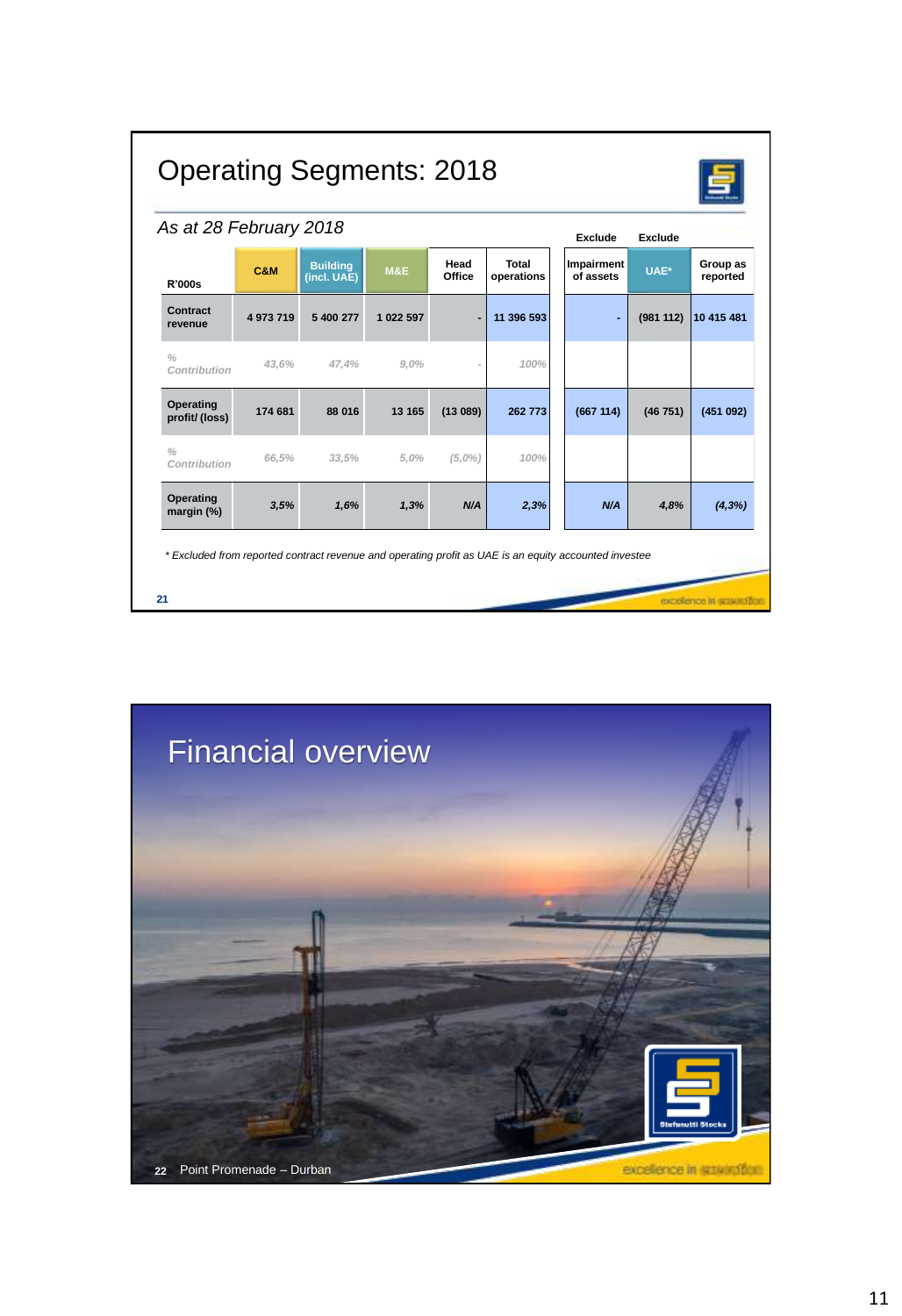# Operating Segments: 2018

*As at 28 February 2018*

| R'000s | C&M | Building (incl. UAE) | M&E | Head Office | Total operations | Exclude Impairment of assets | Exclude UAE* | Group as reported |
|---|---|---|---|---|---|---|---|---|
| **Contract revenue** | 4 973 719 | 5 400 277 | 1 022 597 | - | 11 396 593 | - | (981 112) | 10 415 481 |
| *% Contribution* | *43,6%* | *47,4%* | *9,0%* | *-* | *100%* | | | |
| **Operating profit/ (loss)** | 174 681 | 88 016 | 13 165 | (13 089) | 262 773 | (667 114) | (46 751) | (451 092) |
| *% Contribution* | *66,5%* | *33,5%* | *5,0%* | *(5,0%)* | *100%* | | | |
| **Operating margin (%)** | *3,5%* | *1,6%* | *1,3%* | *N/A* | *2,3%* | *N/A* | *4,8%* | *(4,3%)* |

*\* Excluded from reported contract revenue and operating profit as UAE is an equity accounted investee*

excellence in execution

# Financial overview

Point Promenade – Durban

Stefanutti Stocks

excellence in execution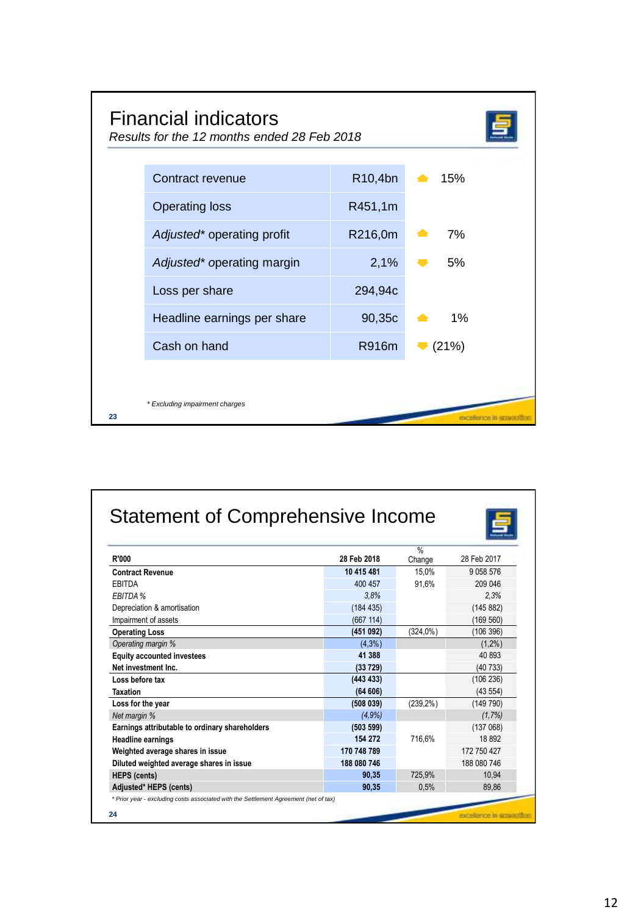# Financial indicators

*Results for the 12 months ended 28 Feb 2018*

| | | | |
|---|---|---|---|
| Contract revenue | R10,4bn | ▲ | 15% |
| Operating loss | R451,1m | | |
| *Adjusted\** operating profit | R216,0m | ▲ | 7% |
| *Adjusted\** operating margin | 2,1% | ▼ | 5% |
| Loss per share | 294,94c | | |
| Headline earnings per share | 90,35c | ▲ | 1% |
| Cash on hand | R916m | ▼ | (21%) |

*\* Excluding impairment charges*

excellence in execution

# Statement of Comprehensive Income

| R'000 | 28 Feb 2018 | % Change | 28 Feb 2017 |
|---|---|---|---|
| **Contract Revenue** | **10 415 481** | 15,0% | 9 058 576 |
| EBITDA | 400 457 | 91,6% | 209 046 |
| *EBITDA %* | *3,8%* | | *2,3%* |
| Depreciation & amortisation | (184 435) | | (145 882) |
| Impairment of assets | (667 114) | | (169 560) |
| **Operating Loss** | **(451 092)** | (324,0%) | (106 396) |
| *Operating margin %* | *(4,3%)* | | *(1,2%)* |
| **Equity accounted investees** | **41 388** | | 40 893 |
| **Net investment Inc.** | **(33 729)** | | (40 733) |
| **Loss before tax** | **(443 433)** | | (106 236) |
| **Taxation** | **(64 606)** | | (43 554) |
| **Loss for the year** | **(508 039)** | (239,2%) | (149 790) |
| *Net margin %* | *(4,9%)* | | *(1,7%)* |
| **Earnings attributable to ordinary shareholders** | **(503 599)** | | (137 068) |
| **Headline earnings** | **154 272** | 716,6% | 18 892 |
| **Weighted average shares in issue** | **170 748 789** | | 172 750 427 |
| **Diluted weighted average shares in issue** | **188 080 746** | | 188 080 746 |
| **HEPS (cents)** | **90,35** | 725,9% | 10,94 |
| **Adjusted\* HEPS (cents)** | **90,35** | 0,5% | 89,86 |

*\* Prior year - excluding costs associated with the Settlement Agreement (net of tax)*

excellence in execution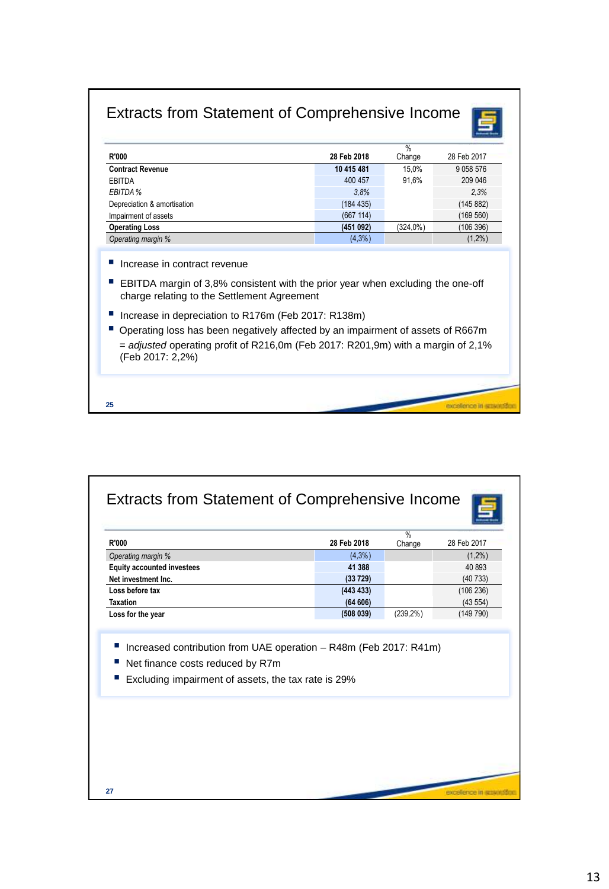# Extracts from Statement of Comprehensive Income

| R'000 | 28 Feb 2018 | % Change | 28 Feb 2017 |
|---|---|---|---|
| **Contract Revenue** | **10 415 481** | 15,0% | 9 058 576 |
| EBITDA | 400 457 | 91,6% | 209 046 |
| *EBITDA %* | *3,8%* | | *2,3%* |
| Depreciation & amortisation | (184 435) | | (145 882) |
| Impairment of assets | (667 114) | | (169 560) |
| **Operating Loss** | **(451 092)** | (324,0%) | (106 396) |
| *Operating margin %* | (4,3%) | | (1,2%) |

- Increase in contract revenue
- EBITDA margin of 3,8% consistent with the prior year when excluding the one-off charge relating to the Settlement Agreement
- Increase in depreciation to R176m (Feb 2017: R138m)
- Operating loss has been negatively affected by an impairment of assets of R667m = *adjusted* operating profit of R216,0m (Feb 2017: R201,9m) with a margin of 2,1% (Feb 2017: 2,2%)

# Extracts from Statement of Comprehensive Income

| R'000 | 28 Feb 2018 | % Change | 28 Feb 2017 |
|---|---|---|---|
| *Operating margin %* | (4,3%) | | (1,2%) |
| **Equity accounted investees** | **41 388** | | 40 893 |
| **Net investment Inc.** | **(33 729)** | | (40 733) |
| **Loss before tax** | **(443 433)** | | (106 236) |
| **Taxation** | **(64 606)** | | (43 554) |
| **Loss for the year** | **(508 039)** | (239,2%) | (149 790) |

- Increased contribution from UAE operation – R48m (Feb 2017: R41m)
- Net finance costs reduced by R7m
- Excluding impairment of assets, the tax rate is 29%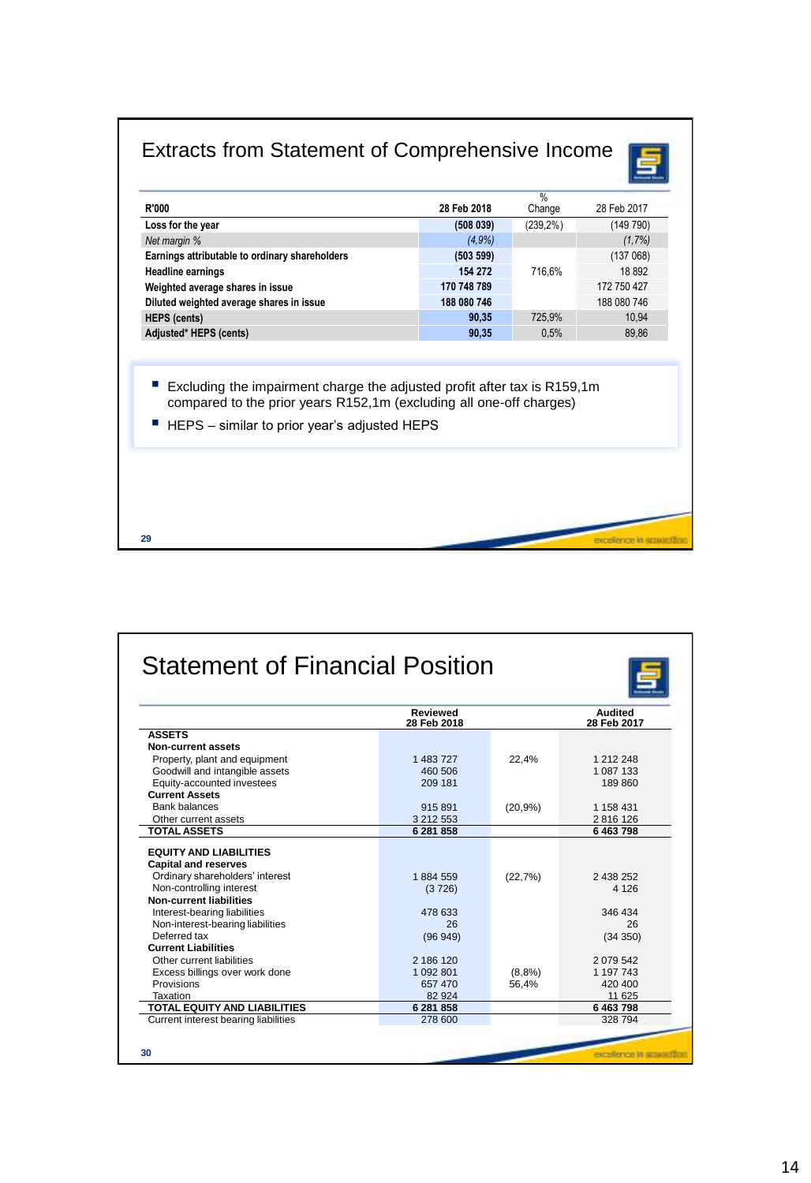## Extracts from Statement of Comprehensive Income

| R'000 | 28 Feb 2018 | % Change | 28 Feb 2017 |
|---|---|---|---|
| **Loss for the year** | **(508 039)** | (239,2%) | (149 790) |
| *Net margin %* | *(4,9%)* | | *(1,7%)* |
| **Earnings attributable to ordinary shareholders** | **(503 599)** | | (137 068) |
| **Headline earnings** | **154 272** | 716,6% | 18 892 |
| **Weighted average shares in issue** | **170 748 789** | | 172 750 427 |
| **Diluted weighted average shares in issue** | **188 080 746** | | 188 080 746 |
| **HEPS (cents)** | **90,35** | 725,9% | 10,94 |
| **Adjusted* HEPS (cents)** | **90,35** | 0,5% | 89,86 |

- Excluding the impairment charge the adjusted profit after tax is R159,1m compared to the prior years R152,1m (excluding all one-off charges)
- HEPS – similar to prior year's adjusted HEPS

excellence in execution

## Statement of Financial Position

| | Reviewed 28 Feb 2018 | | Audited 28 Feb 2017 |
|---|---|---|---|
| **ASSETS** | | | |
| **Non-current assets** | | | |
| Property, plant and equipment | 1 483 727 | 22,4% | 1 212 248 |
| Goodwill and intangible assets | 460 506 | | 1 087 133 |
| Equity-accounted investees | 209 181 | | 189 860 |
| **Current Assets** | | | |
| Bank balances | 915 891 | (20,9%) | 1 158 431 |
| Other current assets | 3 212 553 | | 2 816 126 |
| **TOTAL ASSETS** | **6 281 858** | | **6 463 798** |
| | | | |
| **EQUITY AND LIABILITIES** | | | |
| **Capital and reserves** | | | |
| Ordinary shareholders' interest | 1 884 559 | (22,7%) | 2 438 252 |
| Non-controlling interest | (3 726) | | 4 126 |
| **Non-current liabilities** | | | |
| Interest-bearing liabilities | 478 633 | | 346 434 |
| Non-interest-bearing liabilities | 26 | | 26 |
| Deferred tax | (96 949) | | (34 350) |
| **Current Liabilities** | | | |
| Other current liabilities | 2 186 120 | | 2 079 542 |
| Excess billings over work done | 1 092 801 | (8,8%) | 1 197 743 |
| Provisions | 657 470 | 56,4% | 420 400 |
| Taxation | 82 924 | | 11 625 |
| **TOTAL EQUITY AND LIABILITIES** | **6 281 858** | | **6 463 798** |
| Current interest bearing liabilities | 278 600 | | 328 794 |

excellence in execution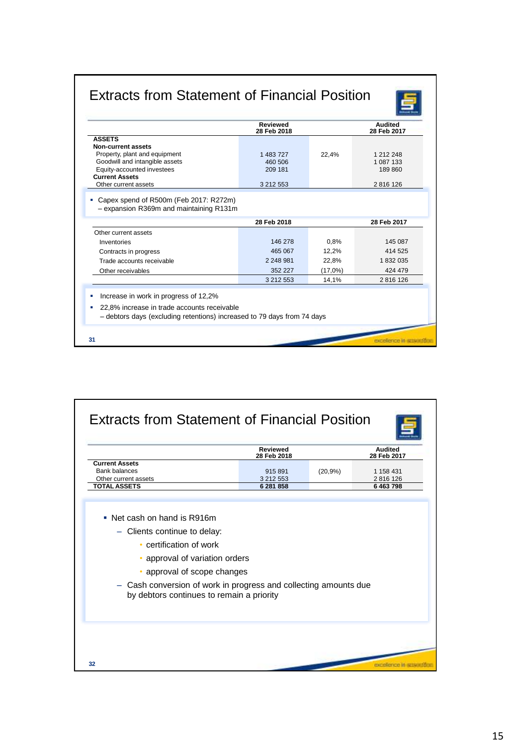## Extracts from Statement of Financial Position

| | Reviewed 28 Feb 2018 | | Audited 28 Feb 2017 |
|---|---|---|---|
| **ASSETS** | | | |
| **Non-current assets** | | | |
| Property, plant and equipment | 1 483 727 | 22,4% | 1 212 248 |
| Goodwill and intangible assets | 460 506 | | 1 087 133 |
| Equity-accounted investees | 209 181 | | 189 860 |
| **Current Assets** | | | |
| Other current assets | 3 212 553 | | 2 816 126 |

- Capex spend of R500m (Feb 2017: R272m) – expansion R369m and maintaining R131m

| | 28 Feb 2018 | | 28 Feb 2017 |
|---|---|---|---|
| Other current assets | | | |
| Inventories | 146 278 | 0,8% | 145 087 |
| Contracts in progress | 465 067 | 12,2% | 414 525 |
| Trade accounts receivable | 2 248 981 | 22,8% | 1 832 035 |
| Other receivables | 352 227 | (17,0%) | 424 479 |
| | 3 212 553 | 14,1% | 2 816 126 |

- Increase in work in progress of 12,2%
- 22,8% increase in trade accounts receivable
  – debtors days (excluding retentions) increased to 79 days from 74 days

excellence in construction

## Extracts from Statement of Financial Position

| | Reviewed 28 Feb 2018 | | Audited 28 Feb 2017 |
|---|---|---|---|
| **Current Assets** | | | |
| Bank balances | 915 891 | (20,9%) | 1 158 431 |
| Other current assets | 3 212 553 | | 2 816 126 |
| **TOTAL ASSETS** | **6 281 858** | | **6 463 798** |

- Net cash on hand is R916m
  - Clients continue to delay:
    - certification of work
    - approval of variation orders
    - approval of scope changes
  - Cash conversion of work in progress and collecting amounts due by debtors continues to remain a priority

excellence in construction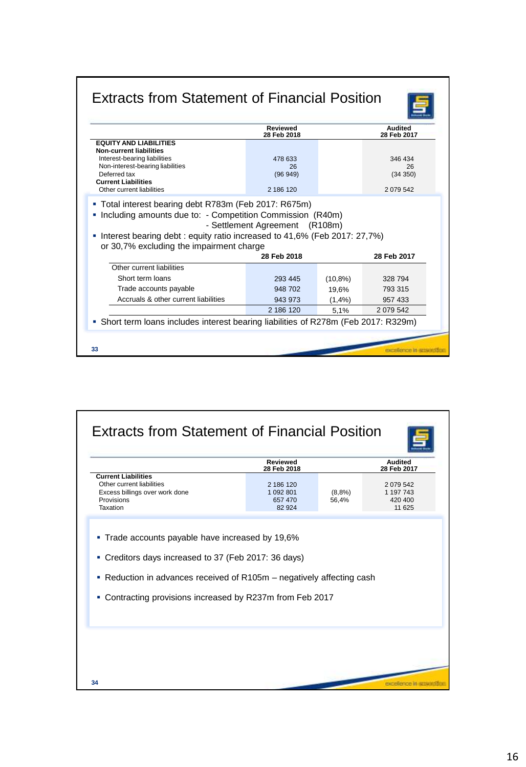## Extracts from Statement of Financial Position

| | Reviewed 28 Feb 2018 | | Audited 28 Feb 2017 |
|---|---|---|---|
| **EQUITY AND LIABILITIES** | | | |
| **Non-current liabilities** | | | |
| Interest-bearing liabilities | 478 633 | | 346 434 |
| Non-interest-bearing liabilities | 26 | | 26 |
| Deferred tax | (96 949) | | (34 350) |
| **Current Liabilities** | | | |
| Other current liabilities | 2 186 120 | | 2 079 542 |

- Total interest bearing debt R783m (Feb 2017: R675m)
- Including amounts due to: - Competition Commission (R40m)
  - Settlement Agreement (R108m)
- Interest bearing debt : equity ratio increased to 41,6% (Feb 2017: 27,7%) or 30,7% excluding the impairment charge

| | 28 Feb 2018 | | 28 Feb 2017 |
|---|---|---|---|
| Other current liabilities | | | |
| Short term loans | 293 445 | (10,8%) | 328 794 |
| Trade accounts payable | 948 702 | 19,6% | 793 315 |
| Accruals & other current liabilities | 943 973 | (1,4%) | 957 433 |
| | 2 186 120 | 5,1% | 2 079 542 |

- Short term loans includes interest bearing liabilities of R278m (Feb 2017: R329m)

excellence in execution

## Extracts from Statement of Financial Position

| | Reviewed 28 Feb 2018 | | Audited 28 Feb 2017 |
|---|---|---|---|
| **Current Liabilities** | | | |
| Other current liabilities | 2 186 120 | | 2 079 542 |
| Excess billings over work done | 1 092 801 | (8,8%) | 1 197 743 |
| Provisions | 657 470 | 56,4% | 420 400 |
| Taxation | 82 924 | | 11 625 |

- Trade accounts payable have increased by 19,6%
- Creditors days increased to 37 (Feb 2017: 36 days)
- Reduction in advances received of R105m – negatively affecting cash
- Contracting provisions increased by R237m from Feb 2017

excellence in execution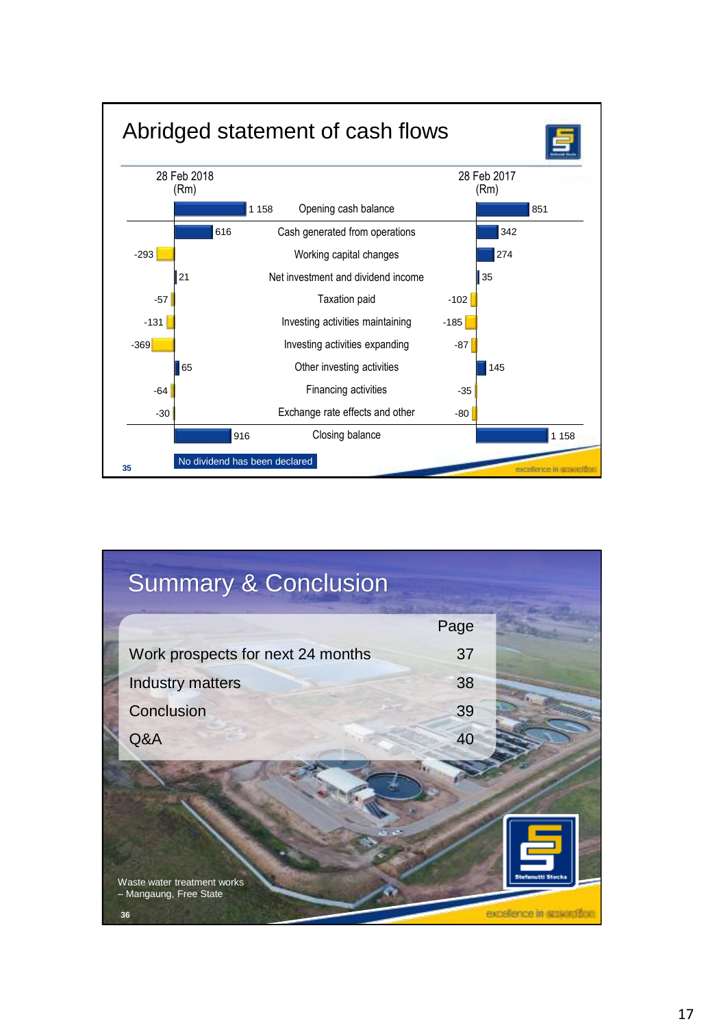## Abridged statement of cash flows

| 28 Feb 2018 (Rm) | | 28 Feb 2017 (Rm) |
|---|---|---|
| 1 158 | Opening cash balance | 851 |
| 616 | Cash generated from operations | 342 |
| -293 | Working capital changes | 274 |
| 21 | Net investment and dividend income | 35 |
| -57 | Taxation paid | -102 |
| -131 | Investing activities maintaining | -185 |
| -369 | Investing activities expanding | -87 |
| 65 | Other investing activities | 145 |
| -64 | Financing activities | -35 |
| -30 | Exchange rate effects and other | -80 |
| 916 | Closing balance | 1 158 |

No dividend has been declared

## Summary & Conclusion

| | Page |
|---|---|
| Work prospects for next 24 months | 37 |
| Industry matters | 38 |
| Conclusion | 39 |
| Q&A | 40 |

Waste water treatment works – Mangaung, Free State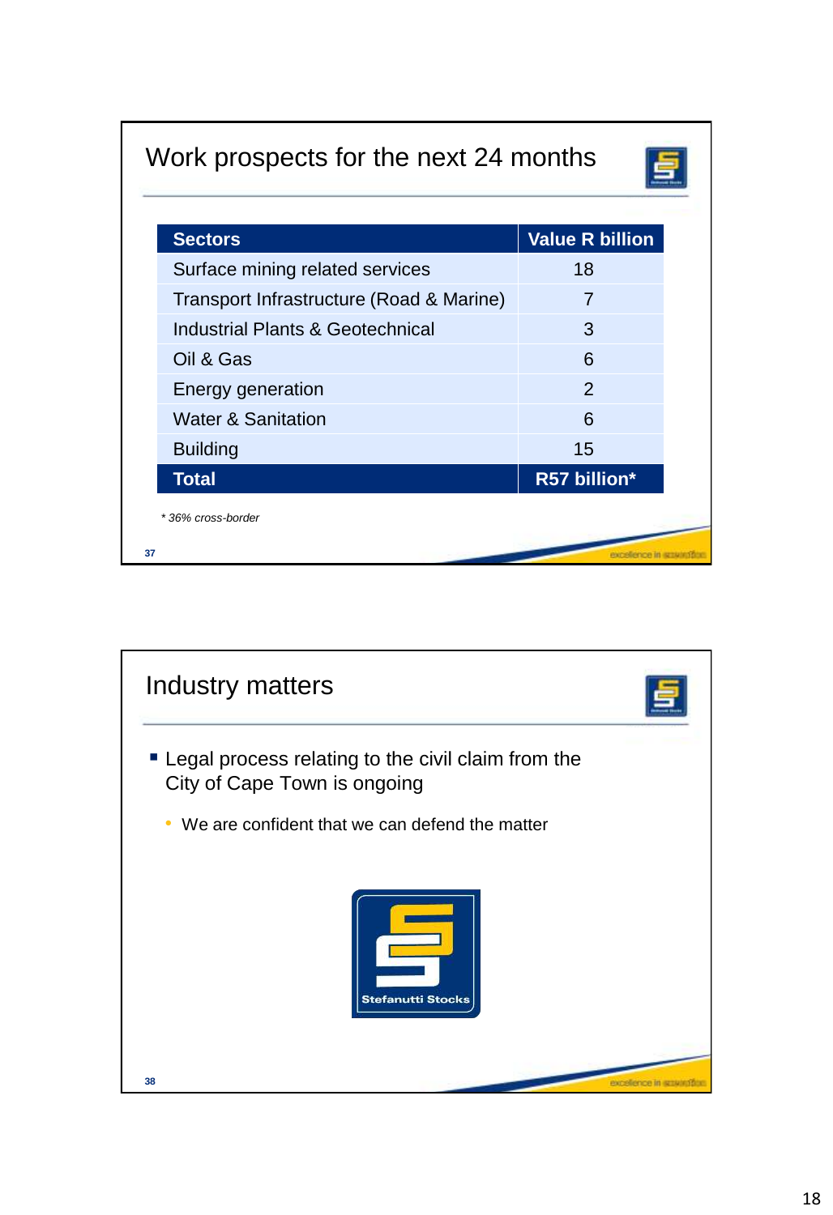## Work prospects for the next 24 months

| Sectors | Value R billion |
| --- | --- |
| Surface mining related services | 18 |
| Transport Infrastructure (Road & Marine) | 7 |
| Industrial Plants & Geotechnical | 3 |
| Oil & Gas | 6 |
| Energy generation | 2 |
| Water & Sanitation | 6 |
| Building | 15 |
| **Total** | **R57 billion*** |

*\* 36% cross-border*

## Industry matters

- Legal process relating to the civil claim from the City of Cape Town is ongoing
  - We are confident that we can defend the matter

Stefanutti Stocks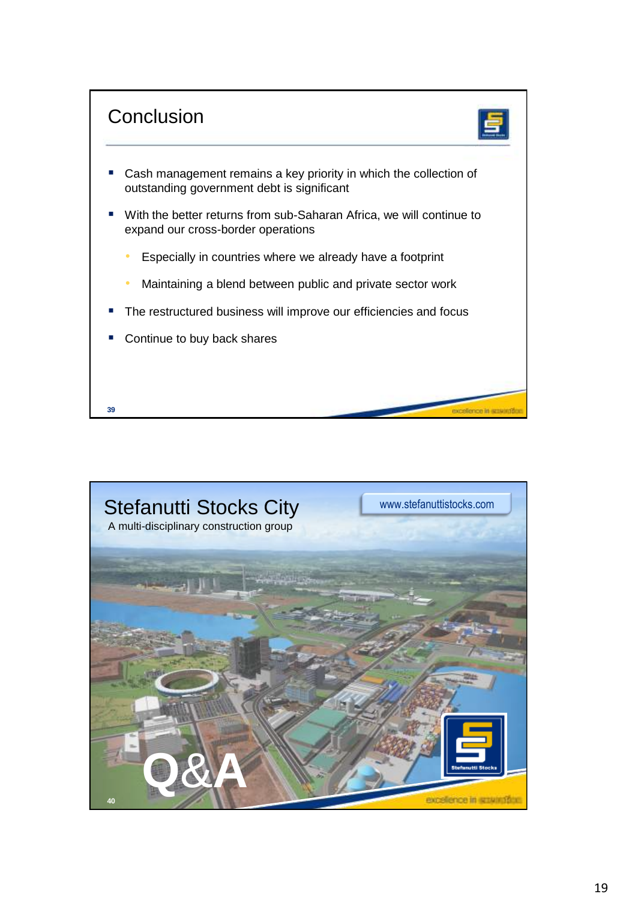## Conclusion

- Cash management remains a key priority in which the collection of outstanding government debt is significant
- With the better returns from sub-Saharan Africa, we will continue to expand our cross-border operations
  - Especially in countries where we already have a footprint
  - Maintaining a blend between public and private sector work
- The restructured business will improve our efficiencies and focus
- Continue to buy back shares

## Stefanutti Stocks City

A multi-disciplinary construction group

www.stefanuttistocks.com

Q&A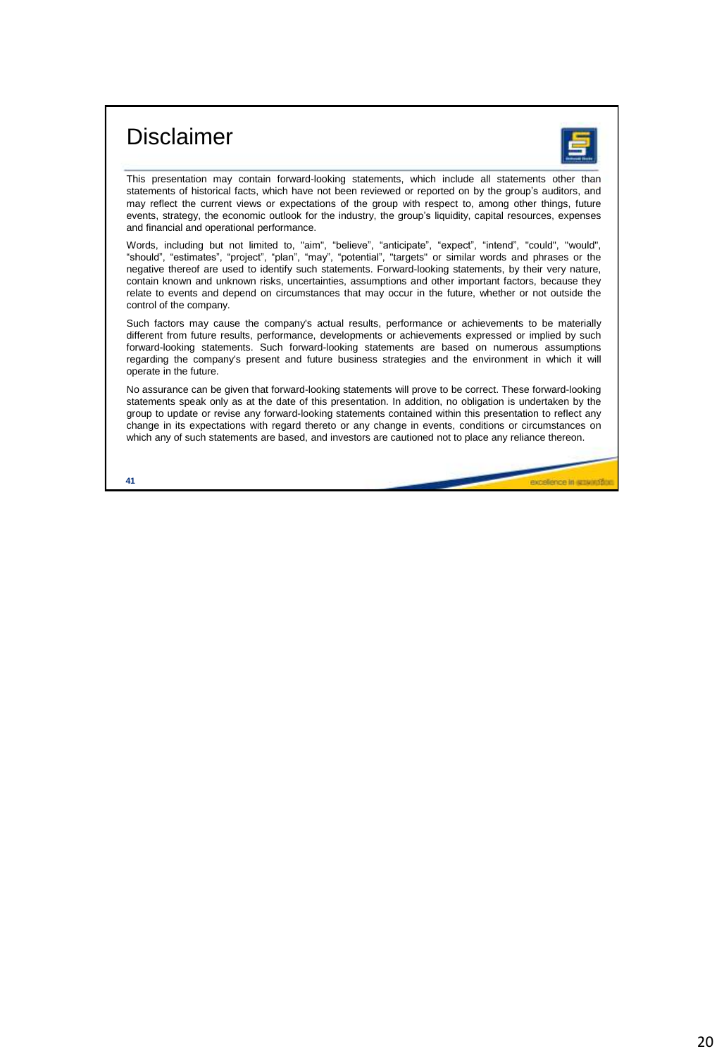# Disclaimer

This presentation may contain forward-looking statements, which include all statements other than statements of historical facts, which have not been reviewed or reported on by the group's auditors, and may reflect the current views or expectations of the group with respect to, among other things, future events, strategy, the economic outlook for the industry, the group's liquidity, capital resources, expenses and financial and operational performance.

Words, including but not limited to, "aim", "believe", "anticipate", "expect", "intend", "could", "would", "should", "estimates", "project", "plan", "may", "potential", "targets" or similar words and phrases or the negative thereof are used to identify such statements. Forward-looking statements, by their very nature, contain known and unknown risks, uncertainties, assumptions and other important factors, because they relate to events and depend on circumstances that may occur in the future, whether or not outside the control of the company.

Such factors may cause the company's actual results, performance or achievements to be materially different from future results, performance, developments or achievements expressed or implied by such forward-looking statements. Such forward-looking statements are based on numerous assumptions regarding the company's present and future business strategies and the environment in which it will operate in the future.

No assurance can be given that forward-looking statements will prove to be correct. These forward-looking statements speak only as at the date of this presentation. In addition, no obligation is undertaken by the group to update or revise any forward-looking statements contained within this presentation to reflect any change in its expectations with regard thereto or any change in events, conditions or circumstances on which any of such statements are based, and investors are cautioned not to place any reliance thereon.

41

excellence in execution